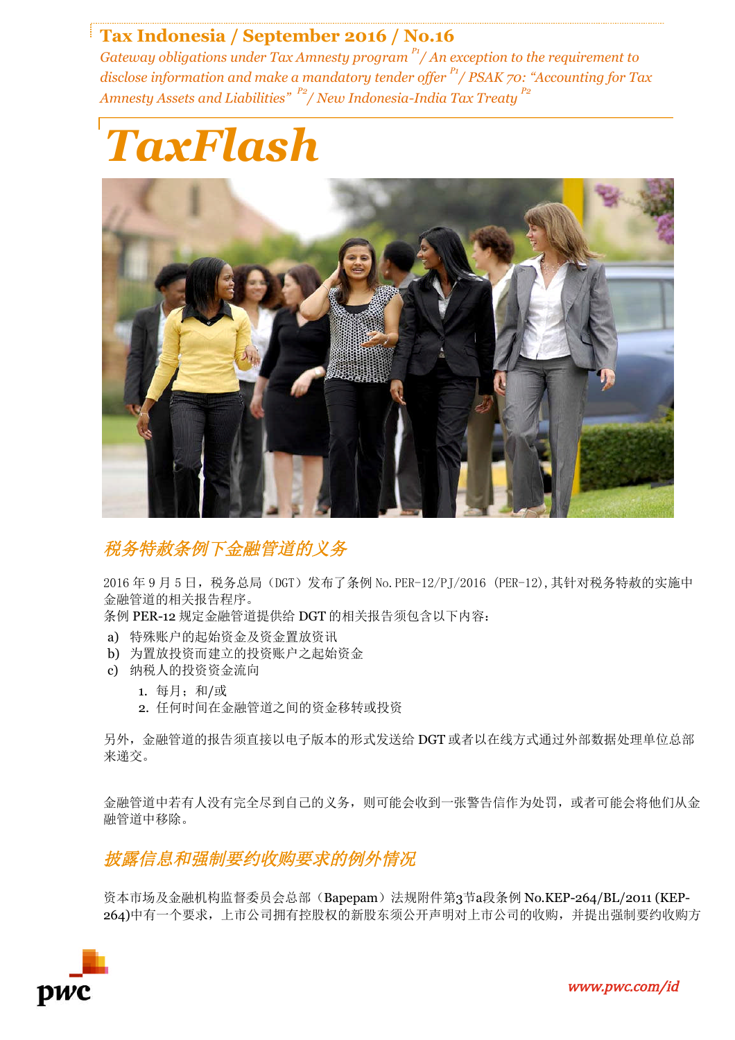# Tax Indonesia / September 2016 / No.16

*Gateway obligations under Tax Amnesty program* [P1] */ An exception to the requirement to disclose information and make a mandatory tender offer* [P1] */ PSAK 70: "Accounting for Tax Amnesty Assets and Liabilities"* [P2] */ New Indonesia-India Tax Treaty* [P2]

# *TaxFlash*

## *税务特赦条例下金融管道的义务*

2016 年 9 月 5 日，税务总局（DGT）发布了条例 No.PER-12/PJ/2016 (PER-12),其针对税务特赦的实施中金融管道的相关报告程序。

条例 PER-12 规定金融管道提供给 DGT 的相关报告须包含以下内容：

a) 特殊账户的起始资金及资金置放资讯
b) 为置放投资而建立的投资账户之起始资金
c) 纳税人的投资资金流向
   1. 每月；和/或
   2. 任何时间在金融管道之间的资金移转或投资

另外，金融管道的报告须直接以电子版本的形式发送给 DGT 或者以在线方式通过外部数据处理单位总部来递交。

金融管道中若有人没有完全尽到自己的义务，则可能会收到一张警告信作为处罚，或者可能会将他们从金融管道中移除。

## *披露信息和强制要约收购要求的例外情况*

资本市场及金融机构监督委员会总部（Bapepam）法规附件第3节a段条例 No.KEP-264/BL/2011 (KEP-264)中有一个要求，上市公司拥有控股权的新股东须公开声明对上市公司的收购，并提出强制要约收购方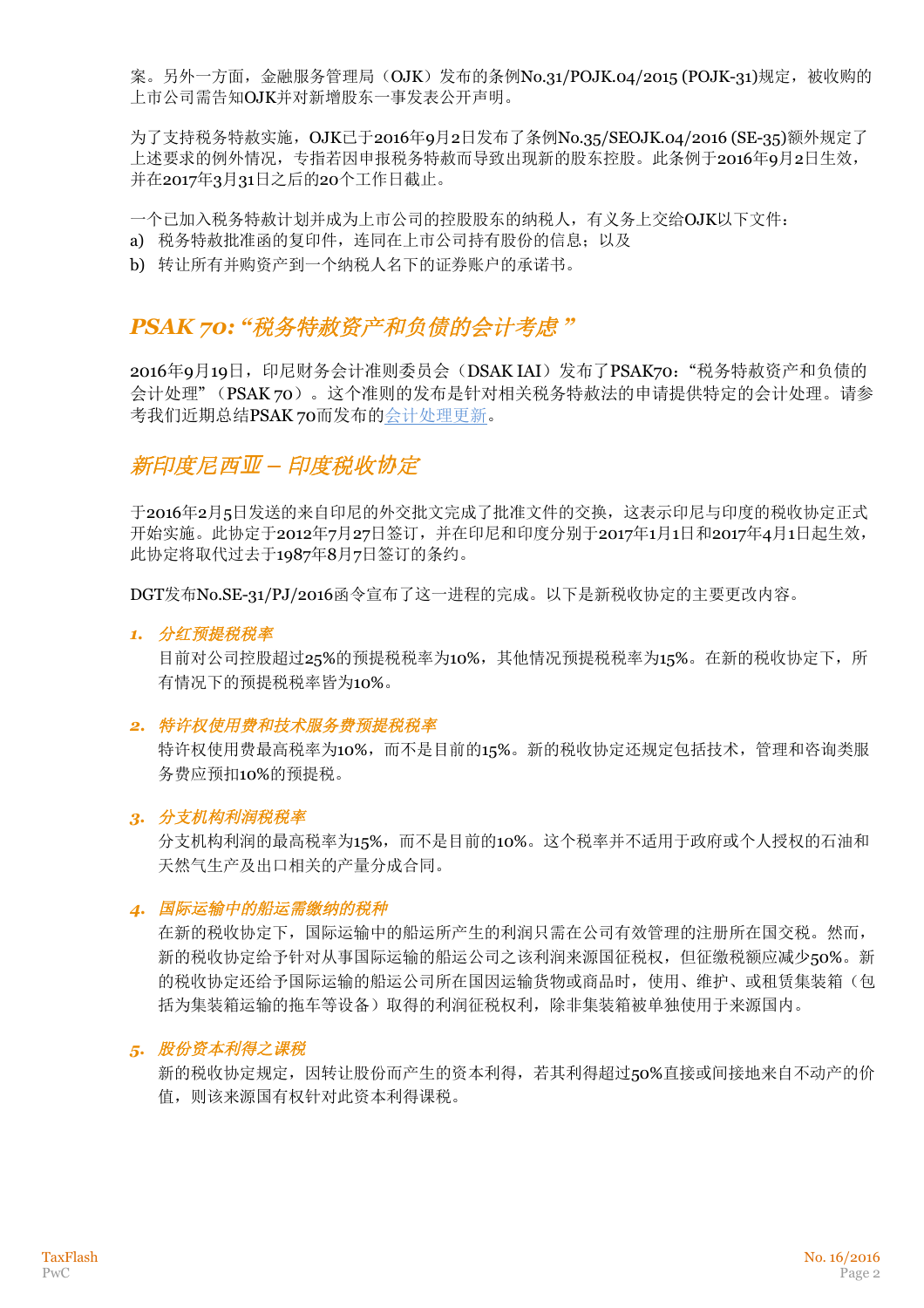案。另外一方面，金融服务管理局（OJK）发布的条例No.31/POJK.04/2015 (POJK-31)规定，被收购的上市公司需告知OJK并对新增股东一事发表公开声明。

为了支持税务特赦实施，OJK已于2016年9月2日发布了条例No.35/SEOJK.04/2016 (SE-35)额外规定了上述要求的例外情况，专指若因申报税务特赦而导致出现新的股东控股。此条例于2016年9月2日生效，并在2017年3月31日之后的20个工作日截止。

一个已加入税务特赦计划并成为上市公司的控股股东的纳税人，有义务上交给OJK以下文件：

a) 税务特赦批准函的复印件，连同在上市公司持有股份的信息；以及
b) 转让所有并购资产到一个纳税人名下的证券账户的承诺书。

## *PSAK 70:"税务特赦资产和负债的会计考虑"*

2016年9月19日，印尼财务会计准则委员会（DSAK IAI）发布了PSAK70："税务特赦资产和负债的会计处理"（PSAK 70）。这个准则的发布是针对相关税务特赦法的申请提供特定的会计处理。请参考我们近期总结PSAK 70而发布的会计处理更新。

## *新印度尼西亚 – 印度税收协定*

于2016年2月5日发送的来自印尼的外交批文完成了批准文件的交换，这表示印尼与印度的税收协定正式开始实施。此协定于2012年7月27日签订，并在印尼和印度分别于2017年1月1日和2017年4月1日起生效，此协定将取代过去于1987年8月7日签订的条约。

DGT发布No.SE-31/PJ/2016函令宣布了这一进程的完成。以下是新税收协定的主要更改内容。

1. ***分红预提税税率***
   目前对公司控股超过25%的预提税税率为10%，其他情况预提税税率为15%。在新的税收协定下，所有情况下的预提税税率皆为10%。

2. ***特许权使用费和技术服务费预提税税率***
   特许权使用费最高税率为10%，而不是目前的15%。新的税收协定还规定包括技术，管理和咨询类服务费应预扣10%的预提税。

3. ***分支机构利润税税率***
   分支机构利润的最高税率为15%，而不是目前的10%。这个税率并不适用于政府或个人授权的石油和天然气生产及出口相关的产量分成合同。

4. ***国际运输中的船运需缴纳的税种***
   在新的税收协定下，国际运输中的船运所产生的利润只需在公司有效管理的注册所在国交税。然而，新的税收协定给予针对从事国际运输的船运公司之该利润来源国征税权，但征缴税额应减少50%。新的税收协定还给予国际运输的船运公司所在国因运输货物或商品时，使用、维护、或租赁集装箱（包括为集装箱运输的拖车等设备）取得的利润征税权利，除非集装箱被单独使用于来源国内。

5. ***股份资本利得之课税***
   新的税收协定规定，因转让股份而产生的资本利得，若其利得超过50%直接或间接地来自不动产的价值，则该来源国有权针对此资本利得课税。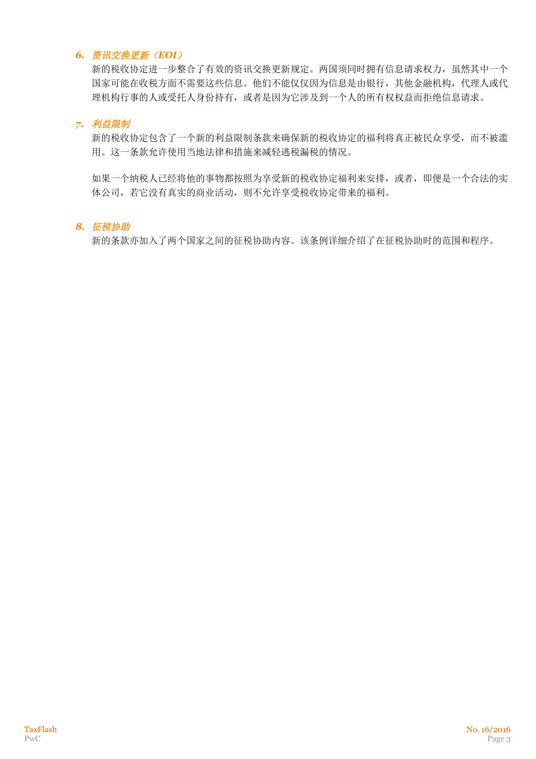### *6. 资讯交换更新（EOI）*

新的税收协定进一步整合了有效的资讯交换更新规定。两国须同时拥有信息请求权力，虽然其中一个国家可能在收税方面不需要这些信息。他们不能仅仅因为信息是由银行，其他金融机构，代理人或代理机构行事的人或受托人身份持有，或者是因为它涉及到一个人的所有权权益而拒绝信息请求。

### *7. 利益限制*

新的税收协定包含了一个新的利益限制条款来确保新的税收协定的福利将真正被民众享受，而不被滥用。这一条款允许使用当地法律和措施来减轻逃税漏税的情况。

如果一个纳税人已经将他的事物都按照为享受新的税收协定福利来安排，或者，即便是一个合法的实体公司，若它没有真实的商业活动，则不允许享受税收协定带来的福利。

### *8. 征税协助*

新的条款亦加入了两个国家之间的征税协助内容。该条例详细介绍了在征税协助时的范围和程序。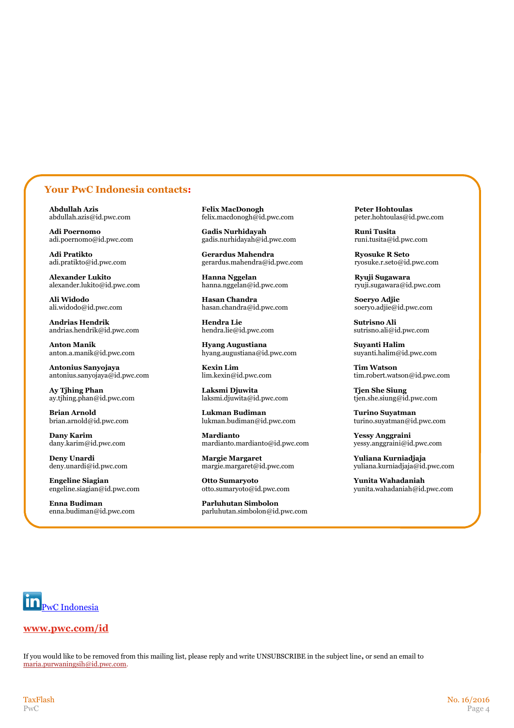## Your PwC Indonesia contacts:

**Abdullah Azis**
abdullah.azis@id.pwc.com

**Adi Poernomo**
adi.poernomo@id.pwc.com

**Adi Pratikto**
adi.pratikto@id.pwc.com

**Alexander Lukito**
alexander.lukito@id.pwc.com

**Ali Widodo**
ali.widodo@id.pwc.com

**Andrias Hendrik**
andrias.hendrik@id.pwc.com

**Anton Manik**
anton.a.manik@id.pwc.com

**Antonius Sanyojaya**
antonius.sanyojaya@id.pwc.com

**Ay Tjhing Phan**
ay.tjhing.phan@id.pwc.com

**Brian Arnold**
brian.arnold@id.pwc.com

**Dany Karim**
dany.karim@id.pwc.com

**Deny Unardi**
deny.unardi@id.pwc.com

**Engeline Siagian**
engeline.siagian@id.pwc.com

**Enna Budiman**
enna.budiman@id.pwc.com

**Felix MacDonogh**
felix.macdonogh@id.pwc.com

**Gadis Nurhidayah**
gadis.nurhidayah@id.pwc.com

**Gerardus Mahendra**
gerardus.mahendra@id.pwc.com

**Hanna Nggelan**
hanna.nggelan@id.pwc.com

**Hasan Chandra**
hasan.chandra@id.pwc.com

**Hendra Lie**
hendra.lie@id.pwc.com

**Hyang Augustiana**
hyang.augustiana@id.pwc.com

**Kexin Lim**
lim.kexin@id.pwc.com

**Laksmi Djuwita**
laksmi.djuwita@id.pwc.com

**Lukman Budiman**
lukman.budiman@id.pwc.com

**Mardianto**
mardianto.mardianto@id.pwc.com

**Margie Margaret**
margie.margaret@id.pwc.com

**Otto Sumaryoto**
otto.sumaryoto@id.pwc.com

**Parluhutan Simbolon**
parluhutan.simbolon@id.pwc.com

**Peter Hohtoulas**
peter.hohtoulas@id.pwc.com

**Runi Tusita**
runi.tusita@id.pwc.com

**Ryosuke R Seto**
ryosuke.r.seto@id.pwc.com

**Ryuji Sugawara**
ryuji.sugawara@id.pwc.com

**Soeryo Adjie**
soeryo.adjie@id.pwc.com

**Sutrisno Ali**
sutrisno.ali@id.pwc.com

**Suyanti Halim**
suyanti.halim@id.pwc.com

**Tim Watson**
tim.robert.watson@id.pwc.com

**Tjen She Siung**
tjen.she.siung@id.pwc.com

**Turino Suyatman**
turino.suyatman@id.pwc.com

**Yessy Anggraini**
yessy.anggraini@id.pwc.com

**Yuliana Kurniadjaja**
yuliana.kurniadjaja@id.pwc.com

**Yunita Wahadaniah**
yunita.wahadaniah@id.pwc.com

PwC Indonesia

**www.pwc.com/id**

If you would like to be removed from this mailing list, please reply and write UNSUBSCRIBE in the subject line, or send an email to maria.purwaningsih@id.pwc.com.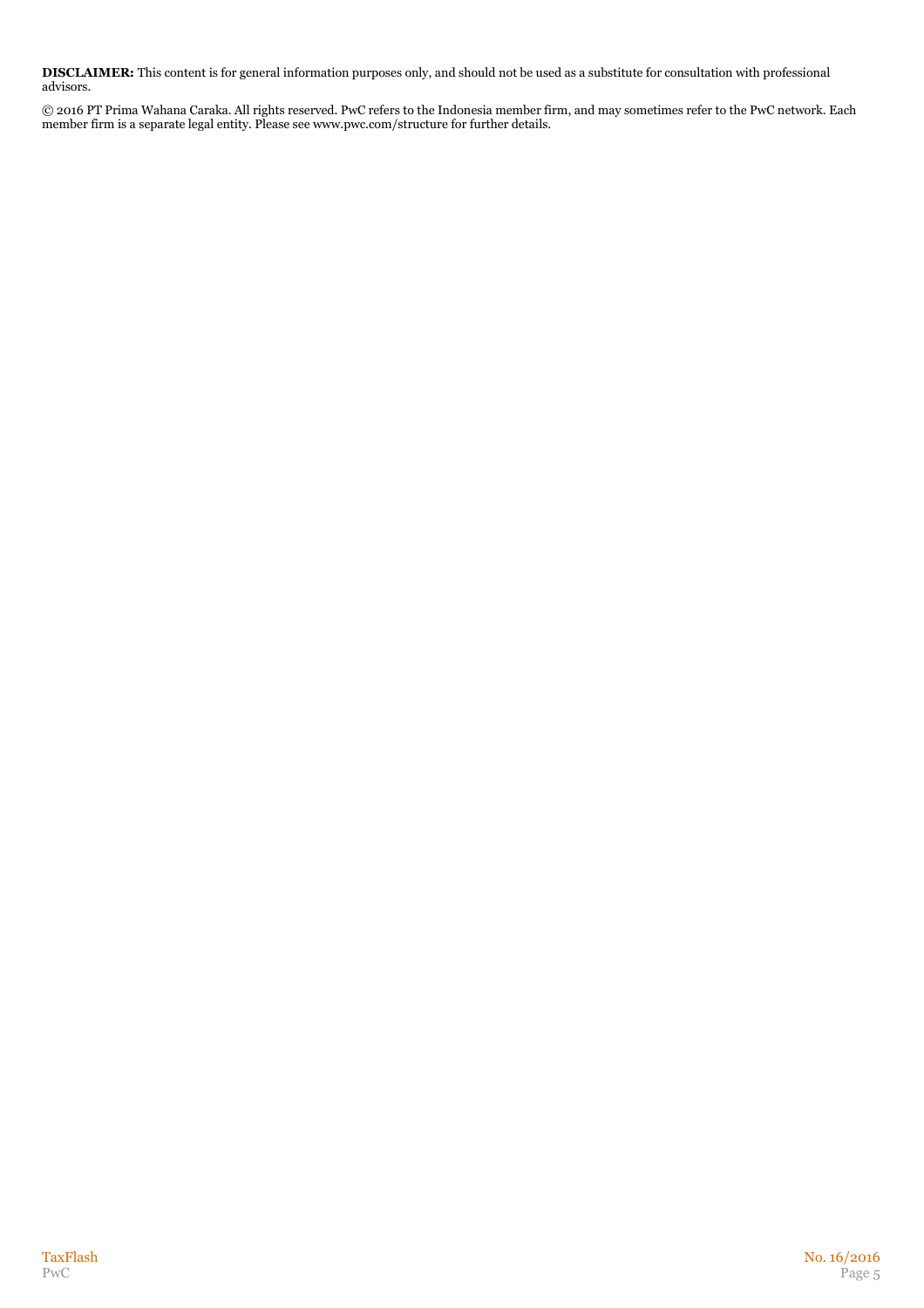**DISCLAIMER:** This content is for general information purposes only, and should not be used as a substitute for consultation with professional advisors.

© 2016 PT Prima Wahana Caraka. All rights reserved. PwC refers to the Indonesia member firm, and may sometimes refer to the PwC network. Each member firm is a separate legal entity. Please see www.pwc.com/structure for further details.